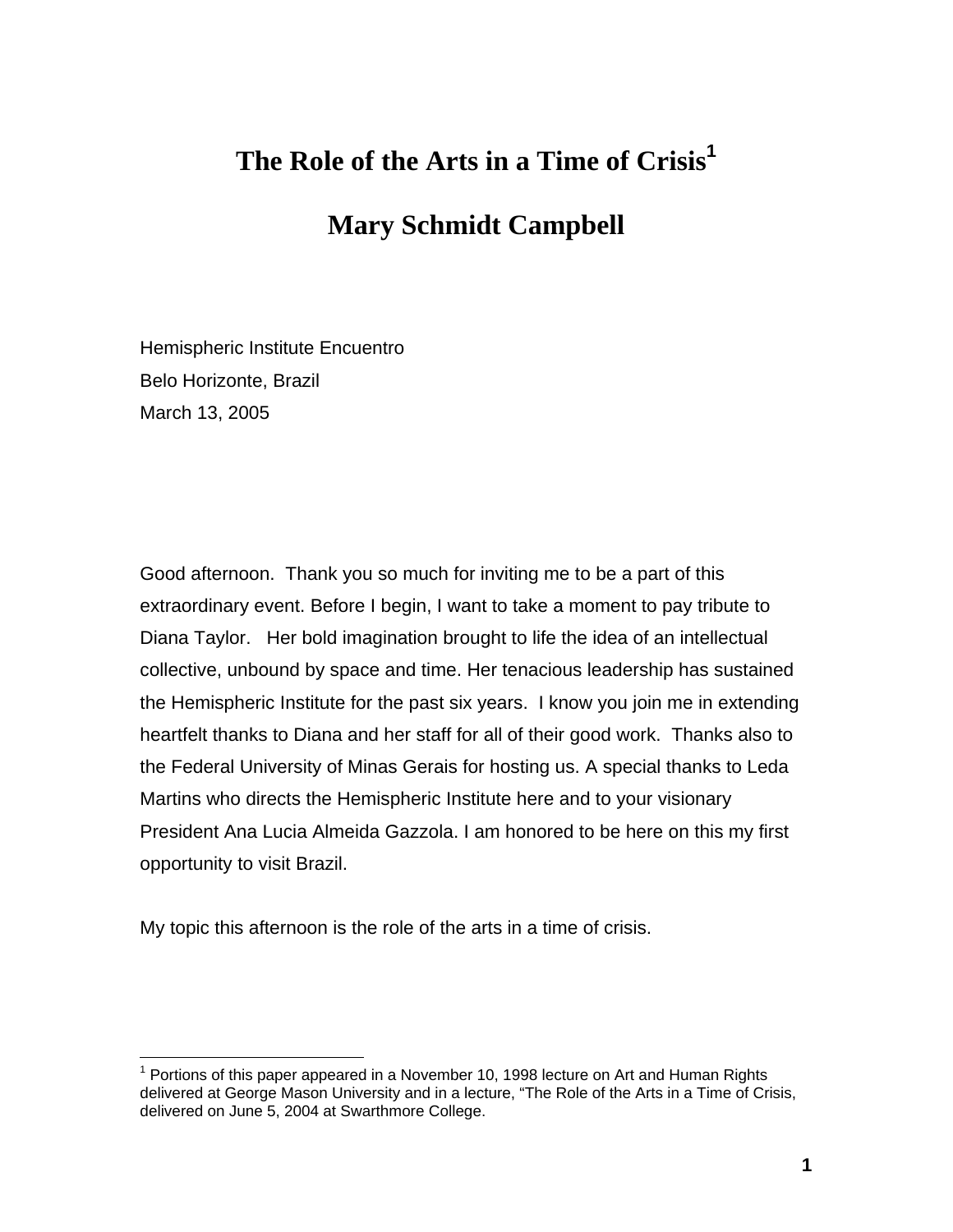# The Role of the Arts in a Time of Crisis[1]

## Mary Schmidt Campbell

Hemispheric Institute Encuentro
Belo Horizonte, Brazil
March 13, 2005

Good afternoon. Thank you so much for inviting me to be a part of this extraordinary event. Before I begin, I want to take a moment to pay tribute to Diana Taylor. Her bold imagination brought to life the idea of an intellectual collective, unbound by space and time. Her tenacious leadership has sustained the Hemispheric Institute for the past six years. I know you join me in extending heartfelt thanks to Diana and her staff for all of their good work. Thanks also to the Federal University of Minas Gerais for hosting us. A special thanks to Leda Martins who directs the Hemispheric Institute here and to your visionary President Ana Lucia Almeida Gazzola. I am honored to be here on this my first opportunity to visit Brazil.

My topic this afternoon is the role of the arts in a time of crisis.

---

[1] Portions of this paper appeared in a November 10, 1998 lecture on Art and Human Rights delivered at George Mason University and in a lecture, "The Role of the Arts in a Time of Crisis, delivered on June 5, 2004 at Swarthmore College.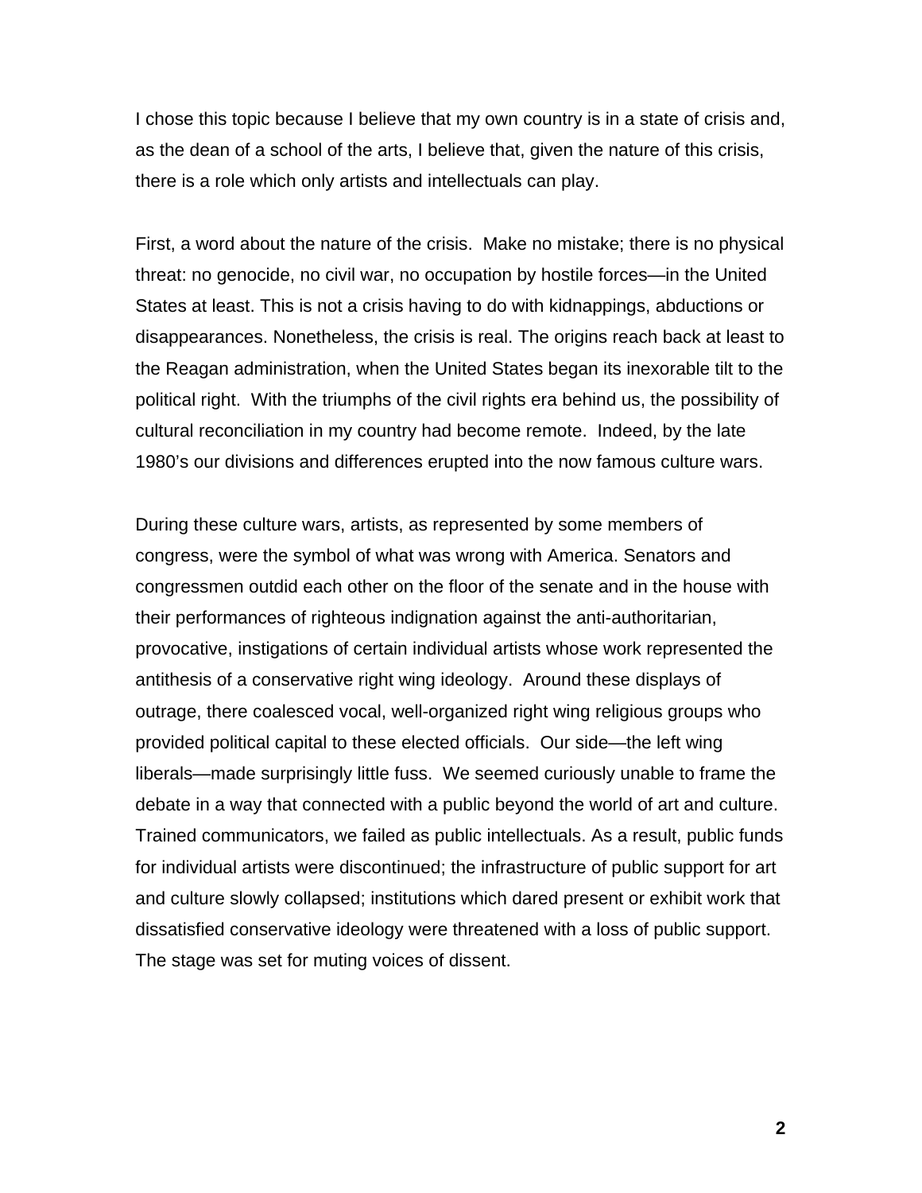I chose this topic because I believe that my own country is in a state of crisis and, as the dean of a school of the arts, I believe that, given the nature of this crisis, there is a role which only artists and intellectuals can play.

First, a word about the nature of the crisis. Make no mistake; there is no physical threat: no genocide, no civil war, no occupation by hostile forces—in the United States at least. This is not a crisis having to do with kidnappings, abductions or disappearances. Nonetheless, the crisis is real. The origins reach back at least to the Reagan administration, when the United States began its inexorable tilt to the political right. With the triumphs of the civil rights era behind us, the possibility of cultural reconciliation in my country had become remote. Indeed, by the late 1980's our divisions and differences erupted into the now famous culture wars.

During these culture wars, artists, as represented by some members of congress, were the symbol of what was wrong with America. Senators and congressmen outdid each other on the floor of the senate and in the house with their performances of righteous indignation against the anti-authoritarian, provocative, instigations of certain individual artists whose work represented the antithesis of a conservative right wing ideology. Around these displays of outrage, there coalesced vocal, well-organized right wing religious groups who provided political capital to these elected officials. Our side—the left wing liberals—made surprisingly little fuss. We seemed curiously unable to frame the debate in a way that connected with a public beyond the world of art and culture. Trained communicators, we failed as public intellectuals. As a result, public funds for individual artists were discontinued; the infrastructure of public support for art and culture slowly collapsed; institutions which dared present or exhibit work that dissatisfied conservative ideology were threatened with a loss of public support. The stage was set for muting voices of dissent.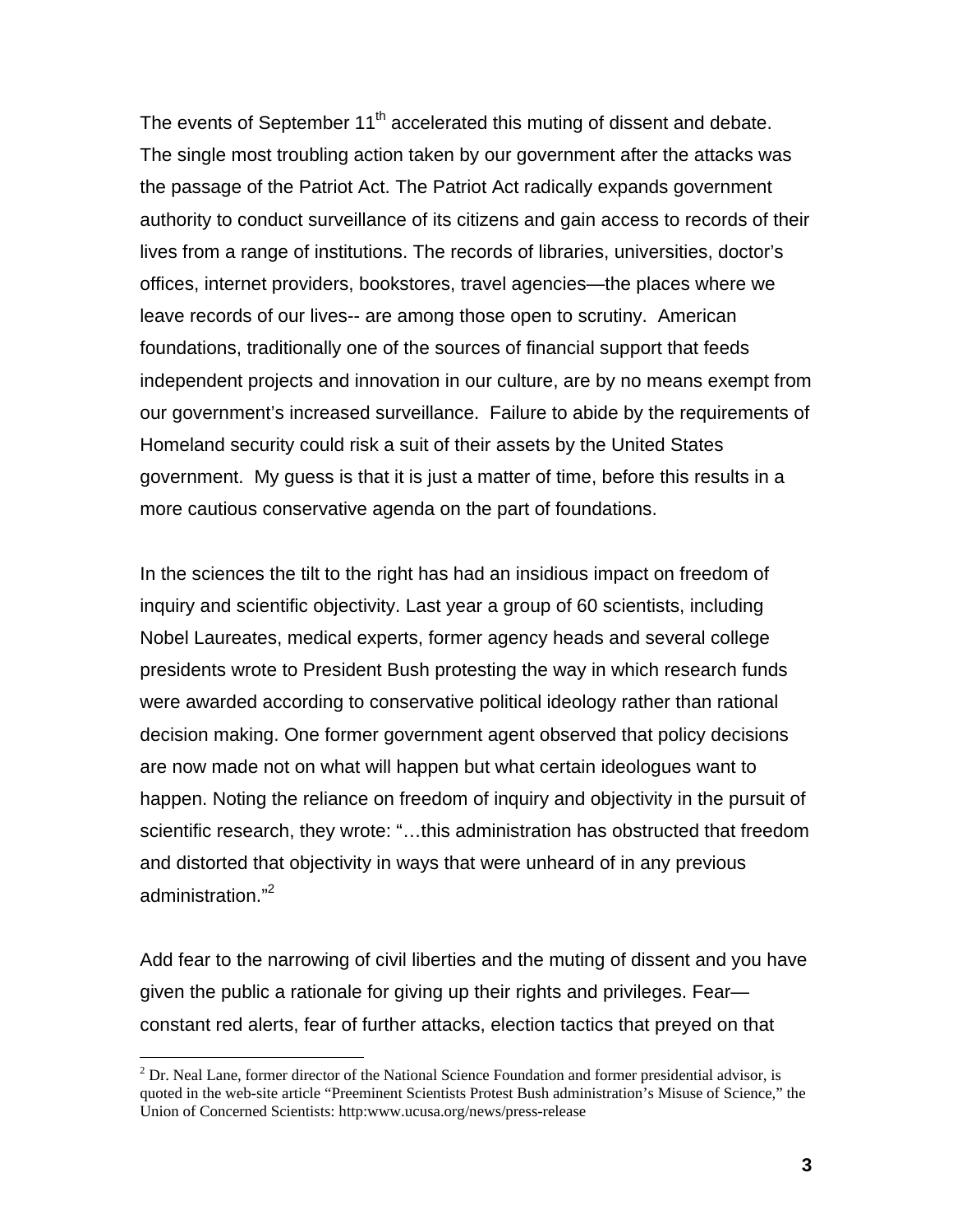The events of September 11th accelerated this muting of dissent and debate. The single most troubling action taken by our government after the attacks was the passage of the Patriot Act. The Patriot Act radically expands government authority to conduct surveillance of its citizens and gain access to records of their lives from a range of institutions. The records of libraries, universities, doctor's offices, internet providers, bookstores, travel agencies—the places where we leave records of our lives-- are among those open to scrutiny. American foundations, traditionally one of the sources of financial support that feeds independent projects and innovation in our culture, are by no means exempt from our government's increased surveillance. Failure to abide by the requirements of Homeland security could risk a suit of their assets by the United States government. My guess is that it is just a matter of time, before this results in a more cautious conservative agenda on the part of foundations.

In the sciences the tilt to the right has had an insidious impact on freedom of inquiry and scientific objectivity. Last year a group of 60 scientists, including Nobel Laureates, medical experts, former agency heads and several college presidents wrote to President Bush protesting the way in which research funds were awarded according to conservative political ideology rather than rational decision making. One former government agent observed that policy decisions are now made not on what will happen but what certain ideologues want to happen. Noting the reliance on freedom of inquiry and objectivity in the pursuit of scientific research, they wrote: "…this administration has obstructed that freedom and distorted that objectivity in ways that were unheard of in any previous administration."[2]

Add fear to the narrowing of civil liberties and the muting of dissent and you have given the public a rationale for giving up their rights and privileges. Fear—constant red alerts, fear of further attacks, election tactics that preyed on that

[2] Dr. Neal Lane, former director of the National Science Foundation and former presidential advisor, is quoted in the web-site article "Preeminent Scientists Protest Bush administration's Misuse of Science," the Union of Concerned Scientists: http:www.ucusa.org/news/press-release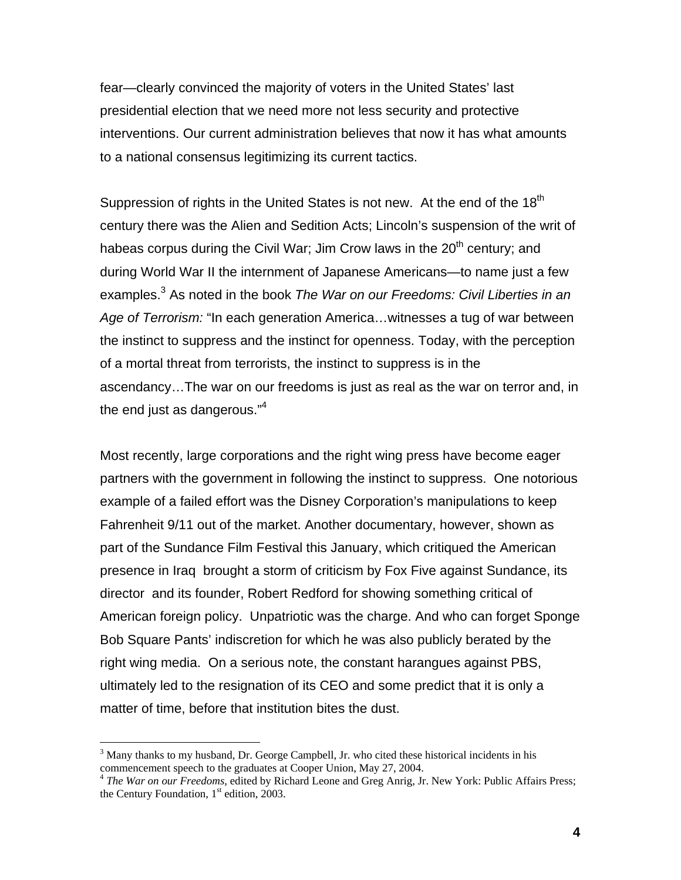fear—clearly convinced the majority of voters in the United States' last presidential election that we need more not less security and protective interventions. Our current administration believes that now it has what amounts to a national consensus legitimizing its current tactics.

Suppression of rights in the United States is not new. At the end of the 18th century there was the Alien and Sedition Acts; Lincoln's suspension of the writ of habeas corpus during the Civil War; Jim Crow laws in the 20th century; and during World War II the internment of Japanese Americans—to name just a few examples.[3] As noted in the book *The War on our Freedoms: Civil Liberties in an Age of Terrorism:* "In each generation America…witnesses a tug of war between the instinct to suppress and the instinct for openness. Today, with the perception of a mortal threat from terrorists, the instinct to suppress is in the ascendancy…The war on our freedoms is just as real as the war on terror and, in the end just as dangerous."[4]

Most recently, large corporations and the right wing press have become eager partners with the government in following the instinct to suppress. One notorious example of a failed effort was the Disney Corporation's manipulations to keep Fahrenheit 9/11 out of the market. Another documentary, however, shown as part of the Sundance Film Festival this January, which critiqued the American presence in Iraq brought a storm of criticism by Fox Five against Sundance, its director and its founder, Robert Redford for showing something critical of American foreign policy. Unpatriotic was the charge. And who can forget Sponge Bob Square Pants' indiscretion for which he was also publicly berated by the right wing media. On a serious note, the constant harangues against PBS, ultimately led to the resignation of its CEO and some predict that it is only a matter of time, before that institution bites the dust.

---

[3] Many thanks to my husband, Dr. George Campbell, Jr. who cited these historical incidents in his commencement speech to the graduates at Cooper Union, May 27, 2004.

[4] *The War on our Freedoms*, edited by Richard Leone and Greg Anrig, Jr. New York: Public Affairs Press; the Century Foundation, 1st edition, 2003.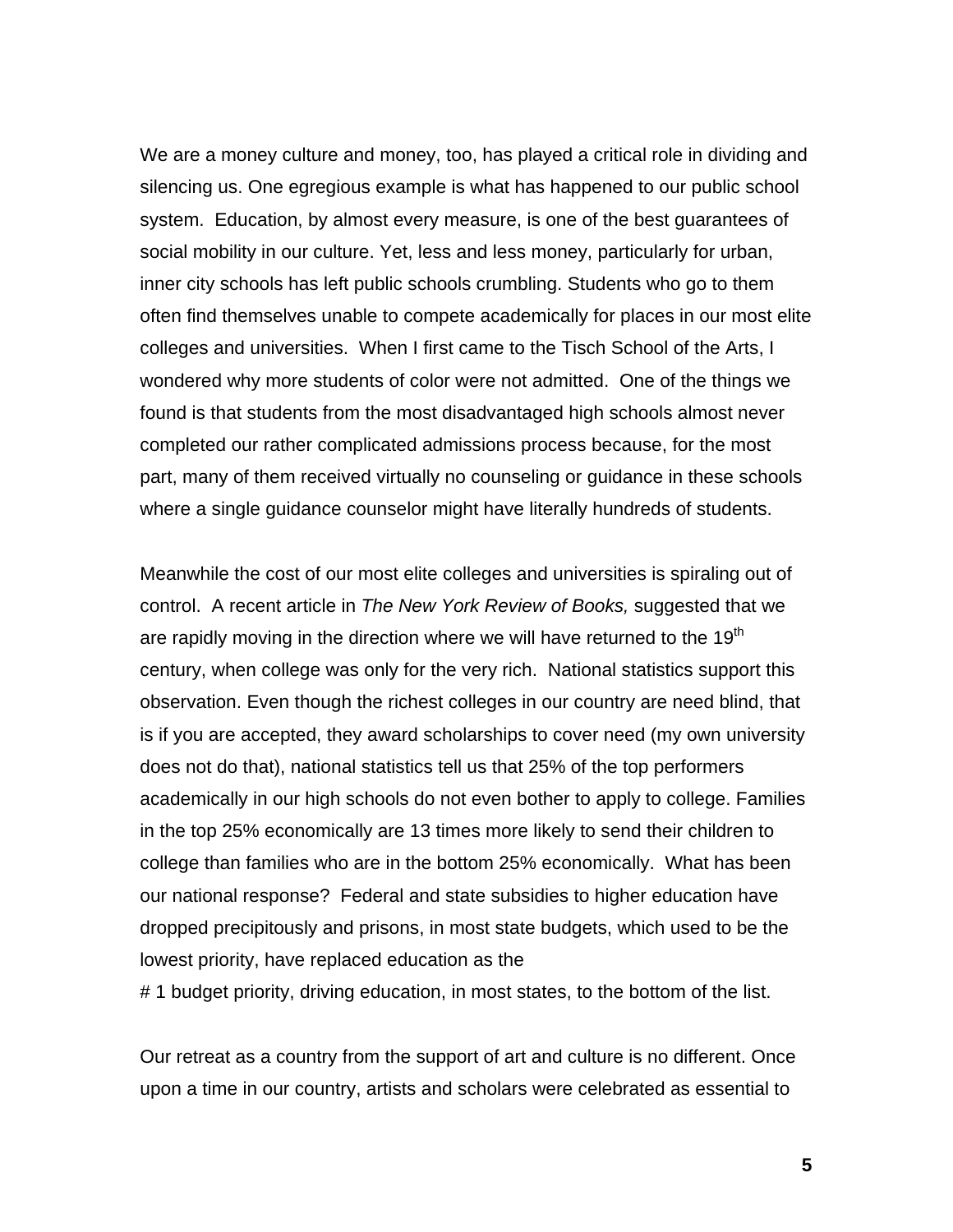We are a money culture and money, too, has played a critical role in dividing and silencing us. One egregious example is what has happened to our public school system. Education, by almost every measure, is one of the best guarantees of social mobility in our culture. Yet, less and less money, particularly for urban, inner city schools has left public schools crumbling. Students who go to them often find themselves unable to compete academically for places in our most elite colleges and universities. When I first came to the Tisch School of the Arts, I wondered why more students of color were not admitted. One of the things we found is that students from the most disadvantaged high schools almost never completed our rather complicated admissions process because, for the most part, many of them received virtually no counseling or guidance in these schools where a single guidance counselor might have literally hundreds of students.

Meanwhile the cost of our most elite colleges and universities is spiraling out of control. A recent article in *The New York Review of Books,* suggested that we are rapidly moving in the direction where we will have returned to the 19th century, when college was only for the very rich. National statistics support this observation. Even though the richest colleges in our country are need blind, that is if you are accepted, they award scholarships to cover need (my own university does not do that), national statistics tell us that 25% of the top performers academically in our high schools do not even bother to apply to college. Families in the top 25% economically are 13 times more likely to send their children to college than families who are in the bottom 25% economically. What has been our national response? Federal and state subsidies to higher education have dropped precipitously and prisons, in most state budgets, which used to be the lowest priority, have replaced education as the # 1 budget priority, driving education, in most states, to the bottom of the list.

Our retreat as a country from the support of art and culture is no different. Once upon a time in our country, artists and scholars were celebrated as essential to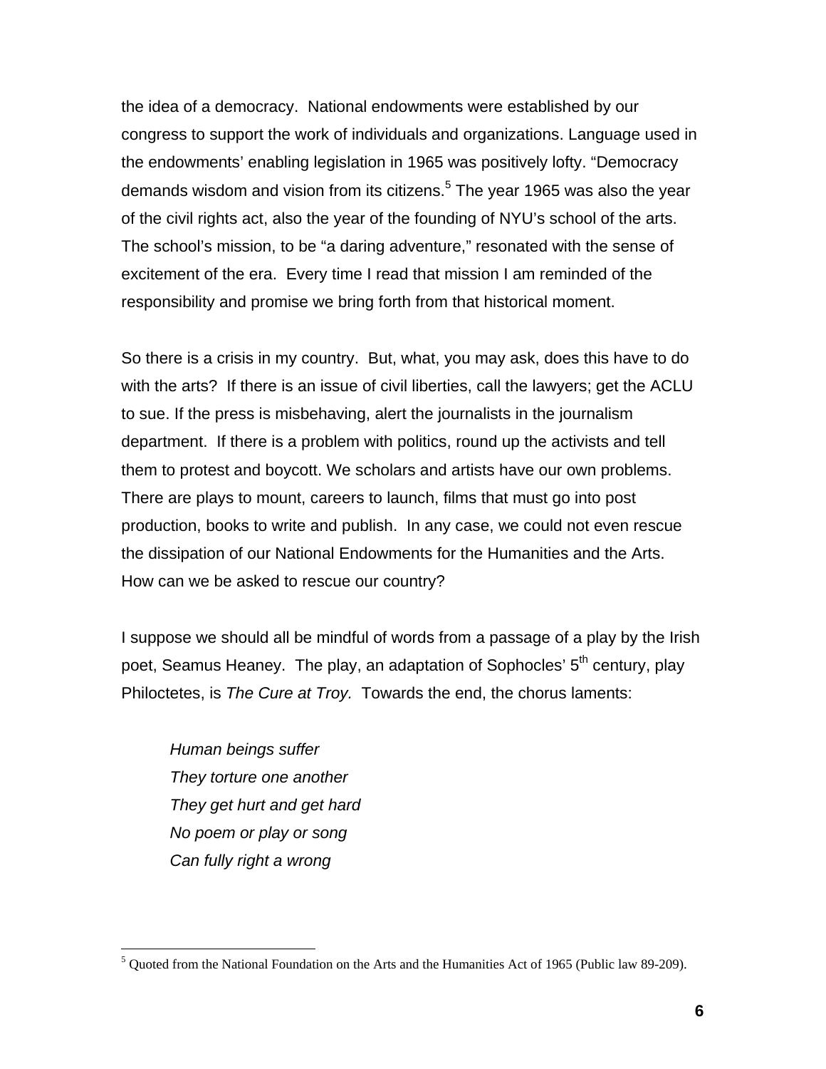the idea of a democracy. National endowments were established by our congress to support the work of individuals and organizations. Language used in the endowments' enabling legislation in 1965 was positively lofty. "Democracy demands wisdom and vision from its citizens.[5] The year 1965 was also the year of the civil rights act, also the year of the founding of NYU's school of the arts. The school's mission, to be "a daring adventure," resonated with the sense of excitement of the era. Every time I read that mission I am reminded of the responsibility and promise we bring forth from that historical moment.

So there is a crisis in my country. But, what, you may ask, does this have to do with the arts? If there is an issue of civil liberties, call the lawyers; get the ACLU to sue. If the press is misbehaving, alert the journalists in the journalism department. If there is a problem with politics, round up the activists and tell them to protest and boycott. We scholars and artists have our own problems. There are plays to mount, careers to launch, films that must go into post production, books to write and publish. In any case, we could not even rescue the dissipation of our National Endowments for the Humanities and the Arts. How can we be asked to rescue our country?

I suppose we should all be mindful of words from a passage of a play by the Irish poet, Seamus Heaney. The play, an adaptation of Sophocles' 5th century, play Philoctetes, is *The Cure at Troy.* Towards the end, the chorus laments:

> *Human beings suffer*
> *They torture one another*
> *They get hurt and get hard*
> *No poem or play or song*
> *Can fully right a wrong*

---

[5] Quoted from the National Foundation on the Arts and the Humanities Act of 1965 (Public law 89-209).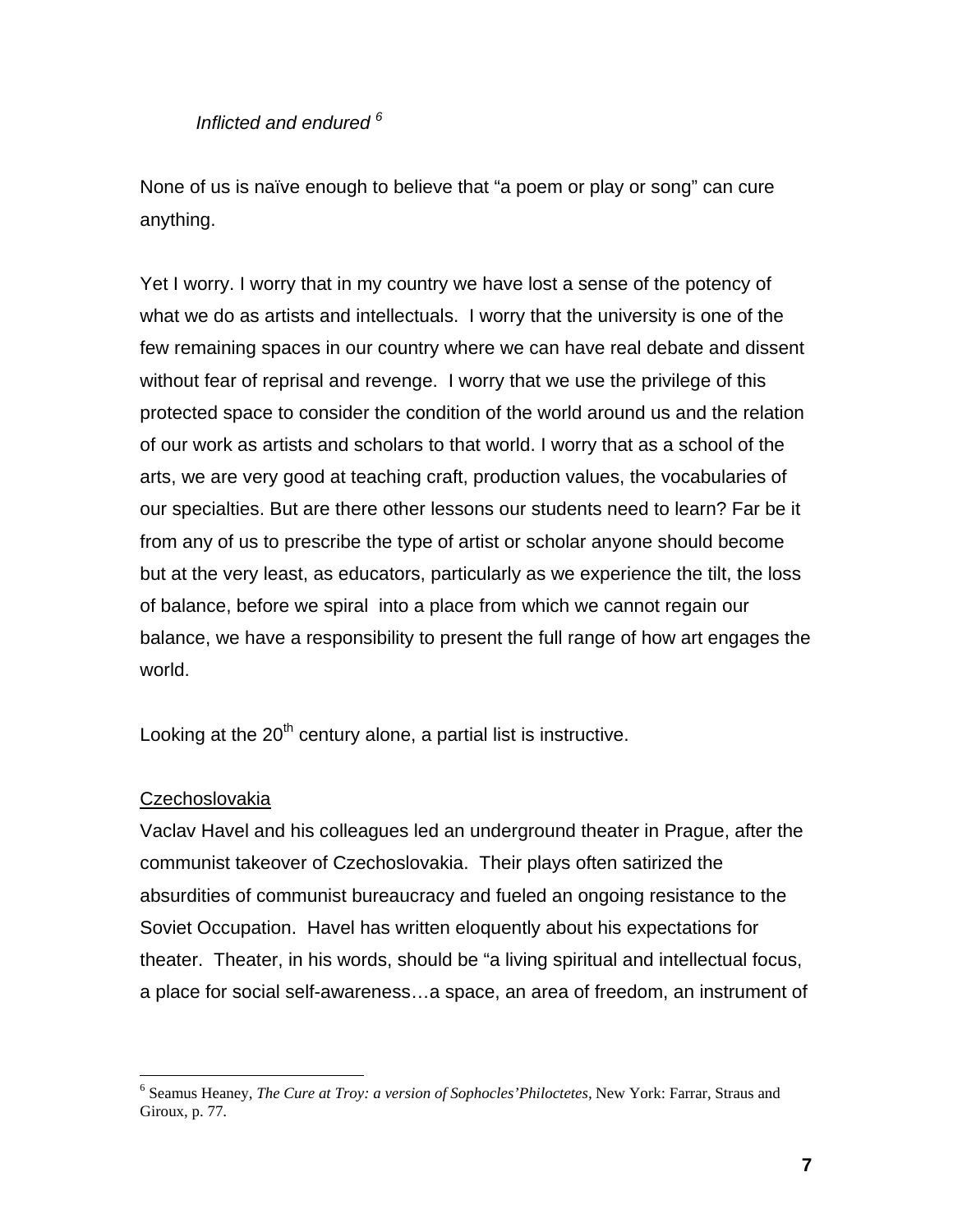*Inflicted and endured* [6]

None of us is naïve enough to believe that “a poem or play or song” can cure anything.

Yet I worry. I worry that in my country we have lost a sense of the potency of what we do as artists and intellectuals. I worry that the university is one of the few remaining spaces in our country where we can have real debate and dissent without fear of reprisal and revenge. I worry that we use the privilege of this protected space to consider the condition of the world around us and the relation of our work as artists and scholars to that world. I worry that as a school of the arts, we are very good at teaching craft, production values, the vocabularies of our specialties. But are there other lessons our students need to learn? Far be it from any of us to prescribe the type of artist or scholar anyone should become but at the very least, as educators, particularly as we experience the tilt, the loss of balance, before we spiral into a place from which we cannot regain our balance, we have a responsibility to present the full range of how art engages the world.

Looking at the 20th century alone, a partial list is instructive.

Czechoslovakia

Vaclav Havel and his colleagues led an underground theater in Prague, after the communist takeover of Czechoslovakia. Their plays often satirized the absurdities of communist bureaucracy and fueled an ongoing resistance to the Soviet Occupation. Havel has written eloquently about his expectations for theater. Theater, in his words, should be “a living spiritual and intellectual focus, a place for social self-awareness…a space, an area of freedom, an instrument of

---

[6] Seamus Heaney, *The Cure at Troy: a version of Sophocles’Philoctetes*, New York: Farrar, Straus and Giroux, p. 77.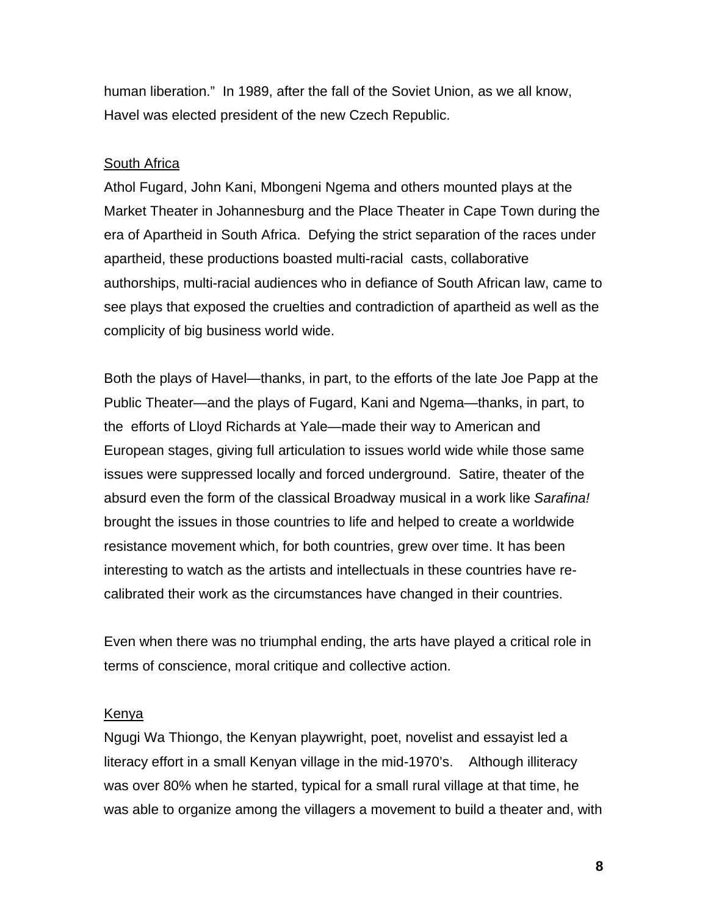human liberation." In 1989, after the fall of the Soviet Union, as we all know, Havel was elected president of the new Czech Republic.

South Africa

Athol Fugard, John Kani, Mbongeni Ngema and others mounted plays at the Market Theater in Johannesburg and the Place Theater in Cape Town during the era of Apartheid in South Africa. Defying the strict separation of the races under apartheid, these productions boasted multi-racial casts, collaborative authorships, multi-racial audiences who in defiance of South African law, came to see plays that exposed the cruelties and contradiction of apartheid as well as the complicity of big business world wide.

Both the plays of Havel—thanks, in part, to the efforts of the late Joe Papp at the Public Theater—and the plays of Fugard, Kani and Ngema—thanks, in part, to the efforts of Lloyd Richards at Yale—made their way to American and European stages, giving full articulation to issues world wide while those same issues were suppressed locally and forced underground. Satire, theater of the absurd even the form of the classical Broadway musical in a work like *Sarafina!* brought the issues in those countries to life and helped to create a worldwide resistance movement which, for both countries, grew over time. It has been interesting to watch as the artists and intellectuals in these countries have re-calibrated their work as the circumstances have changed in their countries.

Even when there was no triumphal ending, the arts have played a critical role in terms of conscience, moral critique and collective action.

Kenya

Ngugi Wa Thiongo, the Kenyan playwright, poet, novelist and essayist led a literacy effort in a small Kenyan village in the mid-1970's. Although illiteracy was over 80% when he started, typical for a small rural village at that time, he was able to organize among the villagers a movement to build a theater and, with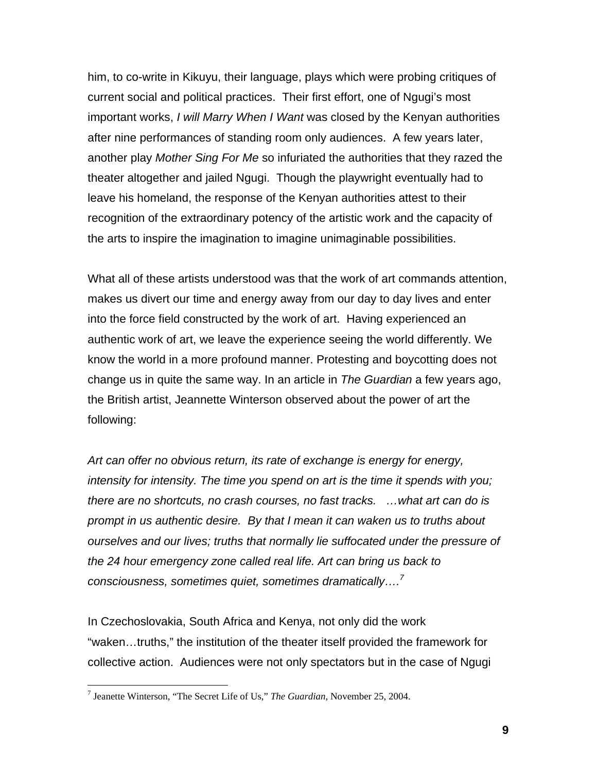him, to co-write in Kikuyu, their language, plays which were probing critiques of current social and political practices. Their first effort, one of Ngugi's most important works, *I will Marry When I Want* was closed by the Kenyan authorities after nine performances of standing room only audiences. A few years later, another play *Mother Sing For Me* so infuriated the authorities that they razed the theater altogether and jailed Ngugi. Though the playwright eventually had to leave his homeland, the response of the Kenyan authorities attest to their recognition of the extraordinary potency of the artistic work and the capacity of the arts to inspire the imagination to imagine unimaginable possibilities.

What all of these artists understood was that the work of art commands attention, makes us divert our time and energy away from our day to day lives and enter into the force field constructed by the work of art. Having experienced an authentic work of art, we leave the experience seeing the world differently. We know the world in a more profound manner. Protesting and boycotting does not change us in quite the same way. In an article in *The Guardian* a few years ago, the British artist, Jeannette Winterson observed about the power of art the following:

*Art can offer no obvious return, its rate of exchange is energy for energy, intensity for intensity. The time you spend on art is the time it spends with you; there are no shortcuts, no crash courses, no fast tracks. …what art can do is prompt in us authentic desire. By that I mean it can waken us to truths about ourselves and our lives; truths that normally lie suffocated under the pressure of the 24 hour emergency zone called real life. Art can bring us back to consciousness, sometimes quiet, sometimes dramatically….*[7]

In Czechoslovakia, South Africa and Kenya, not only did the work "waken…truths," the institution of the theater itself provided the framework for collective action. Audiences were not only spectators but in the case of Ngugi

[7] Jeanette Winterson, "The Secret Life of Us," *The Guardian*, November 25, 2004.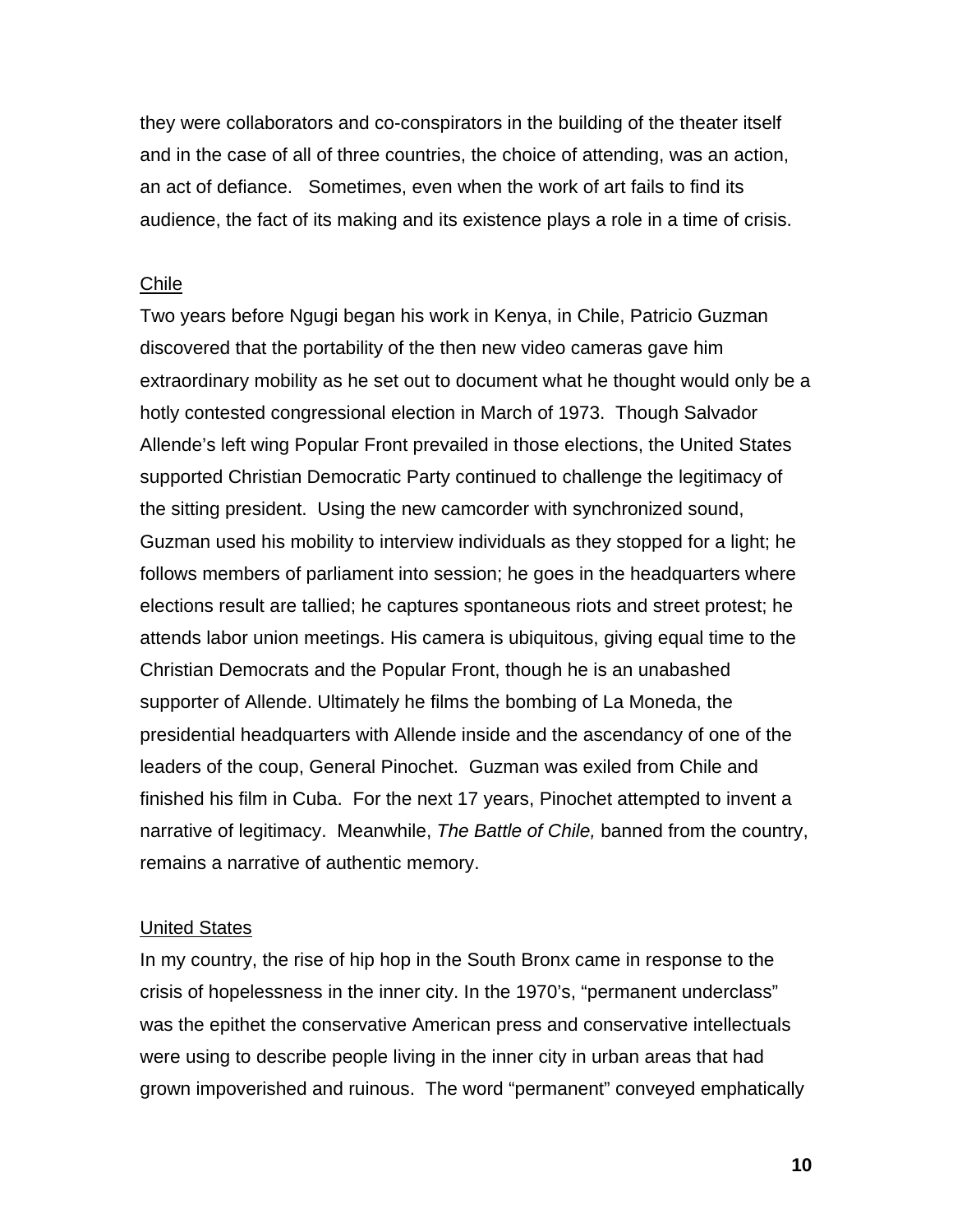they were collaborators and co-conspirators in the building of the theater itself and in the case of all of three countries, the choice of attending, was an action, an act of defiance. Sometimes, even when the work of art fails to find its audience, the fact of its making and its existence plays a role in a time of crisis.

Chile

Two years before Ngugi began his work in Kenya, in Chile, Patricio Guzman discovered that the portability of the then new video cameras gave him extraordinary mobility as he set out to document what he thought would only be a hotly contested congressional election in March of 1973. Though Salvador Allende's left wing Popular Front prevailed in those elections, the United States supported Christian Democratic Party continued to challenge the legitimacy of the sitting president. Using the new camcorder with synchronized sound, Guzman used his mobility to interview individuals as they stopped for a light; he follows members of parliament into session; he goes in the headquarters where elections result are tallied; he captures spontaneous riots and street protest; he attends labor union meetings. His camera is ubiquitous, giving equal time to the Christian Democrats and the Popular Front, though he is an unabashed supporter of Allende. Ultimately he films the bombing of La Moneda, the presidential headquarters with Allende inside and the ascendancy of one of the leaders of the coup, General Pinochet. Guzman was exiled from Chile and finished his film in Cuba. For the next 17 years, Pinochet attempted to invent a narrative of legitimacy. Meanwhile, *The Battle of Chile,* banned from the country, remains a narrative of authentic memory.

United States

In my country, the rise of hip hop in the South Bronx came in response to the crisis of hopelessness in the inner city. In the 1970's, "permanent underclass" was the epithet the conservative American press and conservative intellectuals were using to describe people living in the inner city in urban areas that had grown impoverished and ruinous. The word "permanent" conveyed emphatically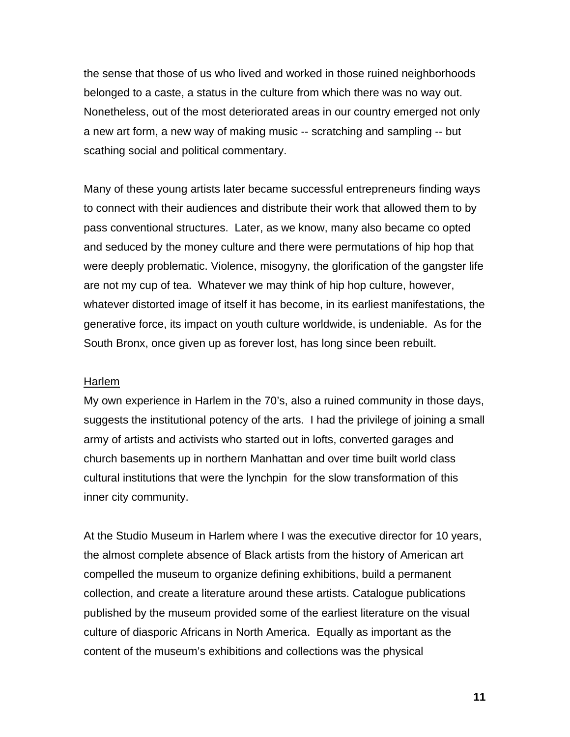the sense that those of us who lived and worked in those ruined neighborhoods belonged to a caste, a status in the culture from which there was no way out. Nonetheless, out of the most deteriorated areas in our country emerged not only a new art form, a new way of making music -- scratching and sampling -- but scathing social and political commentary.

Many of these young artists later became successful entrepreneurs finding ways to connect with their audiences and distribute their work that allowed them to by pass conventional structures. Later, as we know, many also became co opted and seduced by the money culture and there were permutations of hip hop that were deeply problematic. Violence, misogyny, the glorification of the gangster life are not my cup of tea. Whatever we may think of hip hop culture, however, whatever distorted image of itself it has become, in its earliest manifestations, the generative force, its impact on youth culture worldwide, is undeniable. As for the South Bronx, once given up as forever lost, has long since been rebuilt.

<u>Harlem</u>

My own experience in Harlem in the 70's, also a ruined community in those days, suggests the institutional potency of the arts. I had the privilege of joining a small army of artists and activists who started out in lofts, converted garages and church basements up in northern Manhattan and over time built world class cultural institutions that were the lynchpin for the slow transformation of this inner city community.

At the Studio Museum in Harlem where I was the executive director for 10 years, the almost complete absence of Black artists from the history of American art compelled the museum to organize defining exhibitions, build a permanent collection, and create a literature around these artists. Catalogue publications published by the museum provided some of the earliest literature on the visual culture of diasporic Africans in North America. Equally as important as the content of the museum's exhibitions and collections was the physical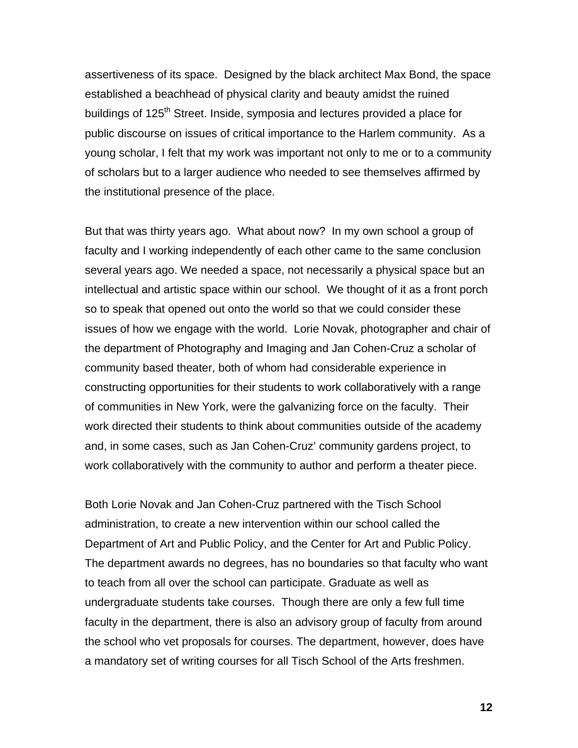assertiveness of its space. Designed by the black architect Max Bond, the space established a beachhead of physical clarity and beauty amidst the ruined buildings of 125th Street. Inside, symposia and lectures provided a place for public discourse on issues of critical importance to the Harlem community. As a young scholar, I felt that my work was important not only to me or to a community of scholars but to a larger audience who needed to see themselves affirmed by the institutional presence of the place.

But that was thirty years ago. What about now? In my own school a group of faculty and I working independently of each other came to the same conclusion several years ago. We needed a space, not necessarily a physical space but an intellectual and artistic space within our school. We thought of it as a front porch so to speak that opened out onto the world so that we could consider these issues of how we engage with the world. Lorie Novak, photographer and chair of the department of Photography and Imaging and Jan Cohen-Cruz a scholar of community based theater, both of whom had considerable experience in constructing opportunities for their students to work collaboratively with a range of communities in New York, were the galvanizing force on the faculty. Their work directed their students to think about communities outside of the academy and, in some cases, such as Jan Cohen-Cruz' community gardens project, to work collaboratively with the community to author and perform a theater piece.

Both Lorie Novak and Jan Cohen-Cruz partnered with the Tisch School administration, to create a new intervention within our school called the Department of Art and Public Policy, and the Center for Art and Public Policy. The department awards no degrees, has no boundaries so that faculty who want to teach from all over the school can participate. Graduate as well as undergraduate students take courses. Though there are only a few full time faculty in the department, there is also an advisory group of faculty from around the school who vet proposals for courses. The department, however, does have a mandatory set of writing courses for all Tisch School of the Arts freshmen.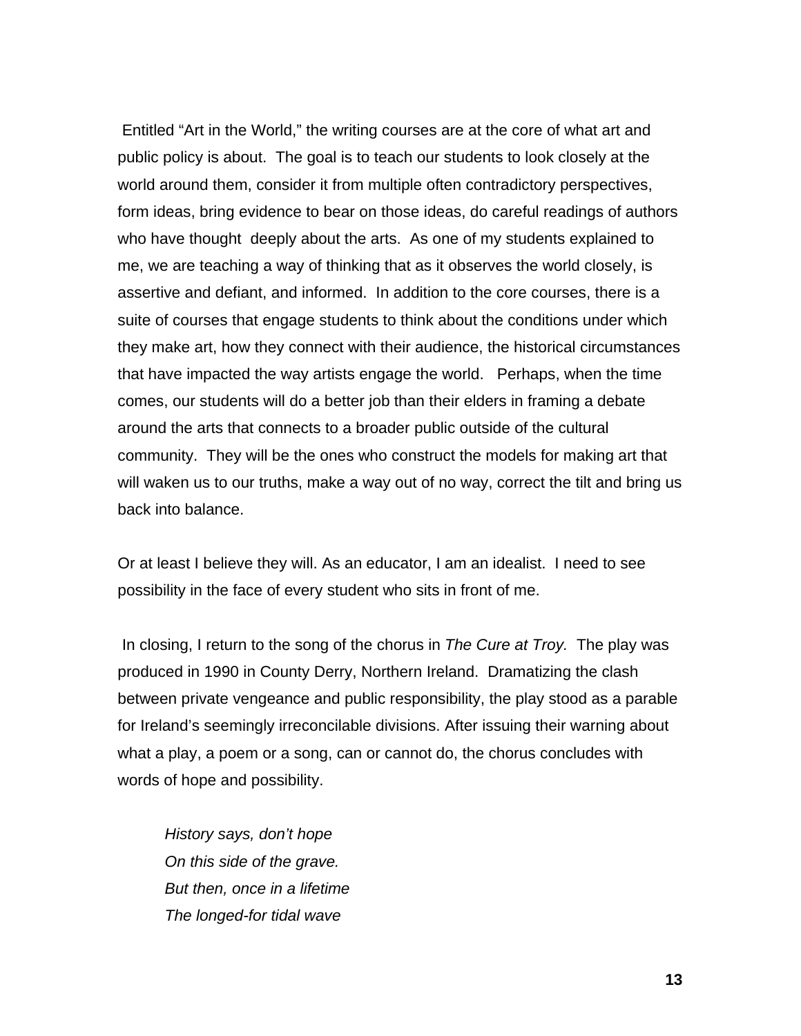Entitled "Art in the World," the writing courses are at the core of what art and public policy is about. The goal is to teach our students to look closely at the world around them, consider it from multiple often contradictory perspectives, form ideas, bring evidence to bear on those ideas, do careful readings of authors who have thought deeply about the arts. As one of my students explained to me, we are teaching a way of thinking that as it observes the world closely, is assertive and defiant, and informed. In addition to the core courses, there is a suite of courses that engage students to think about the conditions under which they make art, how they connect with their audience, the historical circumstances that have impacted the way artists engage the world. Perhaps, when the time comes, our students will do a better job than their elders in framing a debate around the arts that connects to a broader public outside of the cultural community. They will be the ones who construct the models for making art that will waken us to our truths, make a way out of no way, correct the tilt and bring us back into balance.

Or at least I believe they will. As an educator, I am an idealist. I need to see possibility in the face of every student who sits in front of me.

In closing, I return to the song of the chorus in *The Cure at Troy.* The play was produced in 1990 in County Derry, Northern Ireland. Dramatizing the clash between private vengeance and public responsibility, the play stood as a parable for Ireland's seemingly irreconcilable divisions. After issuing their warning about what a play, a poem or a song, can or cannot do, the chorus concludes with words of hope and possibility.

> *History says, don't hope*
> *On this side of the grave.*
> *But then, once in a lifetime*
> *The longed-for tidal wave*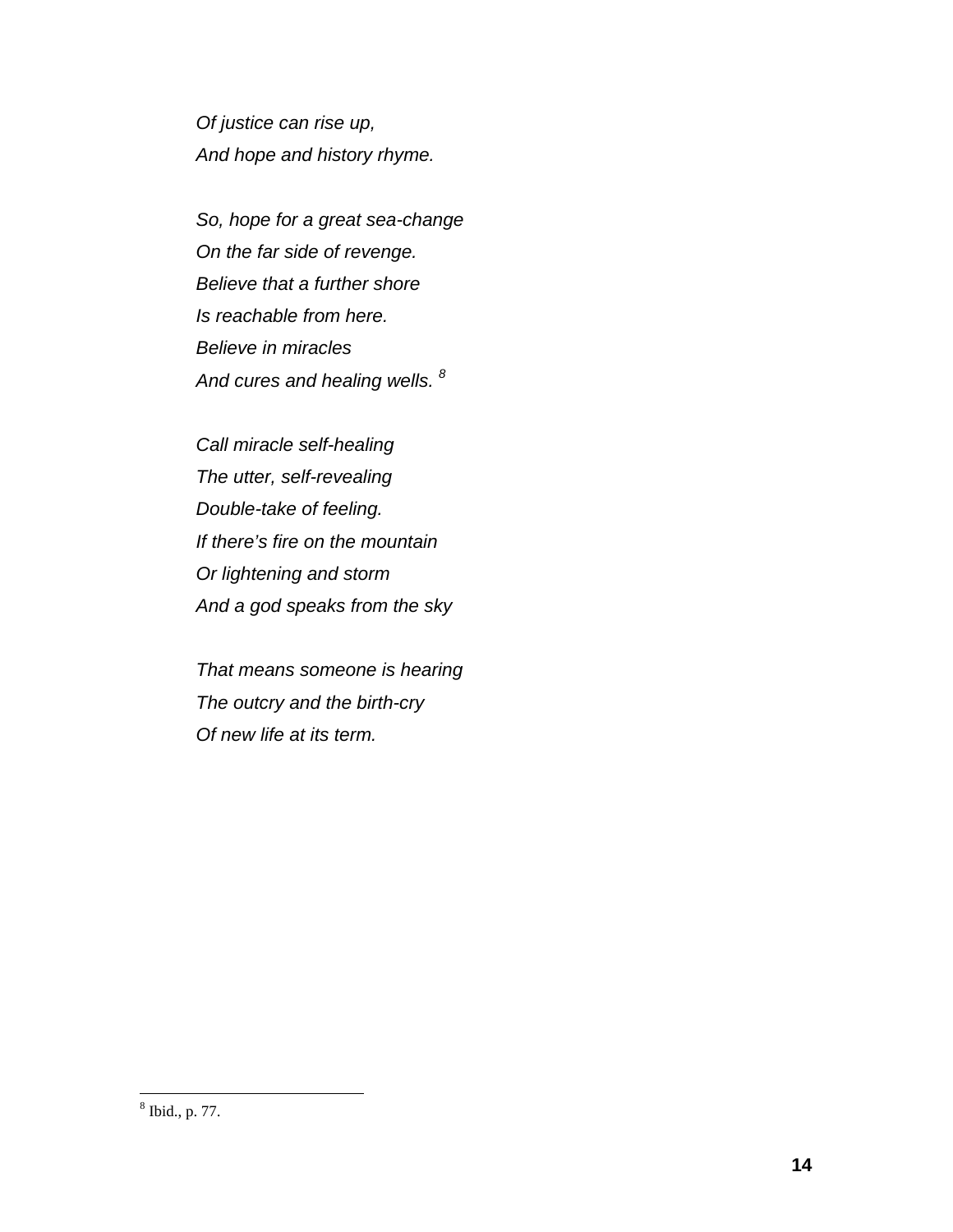*Of justice can rise up,*
*And hope and history rhyme.*

*So, hope for a great sea-change*
*On the far side of revenge.*
*Believe that a further shore*
*Is reachable from here.*
*Believe in miracles*
*And cures and healing wells.* [8]

*Call miracle self-healing*
*The utter, self-revealing*
*Double-take of feeling.*
*If there's fire on the mountain*
*Or lightening and storm*
*And a god speaks from the sky*

*That means someone is hearing*
*The outcry and the birth-cry*
*Of new life at its term.*

[8] Ibid., p. 77.